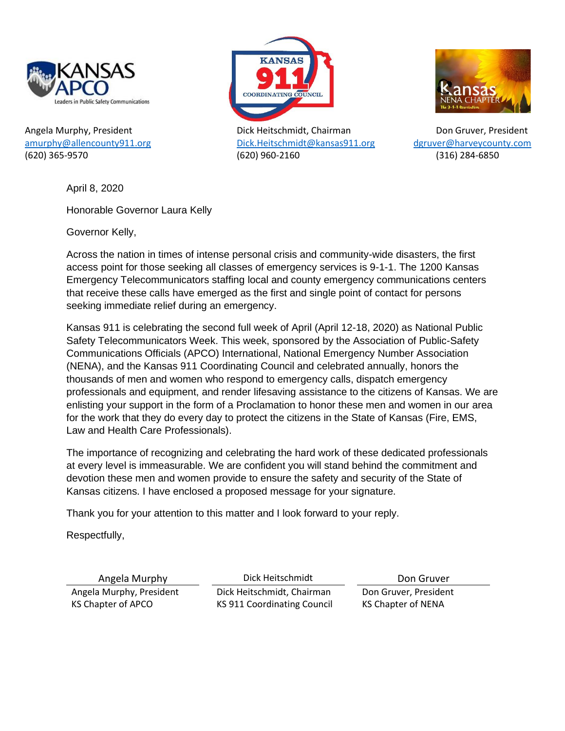KANSAS APCO
Leaders in Public Safety Communications

KANSAS 911 COORDINATING COUNCIL

Kansas NENA CHAPTER
The 9-1-1 Association

Angela Murphy, President
amurphy@allencounty911.org
(620) 365-9570

Dick Heitschmidt, Chairman
Dick.Heitschmidt@kansas911.org
(620) 960-2160

Don Gruver, President
dgruver@harveycounty.com
(316) 284-6850

April 8, 2020

Honorable Governor Laura Kelly

Governor Kelly,

Across the nation in times of intense personal crisis and community-wide disasters, the first access point for those seeking all classes of emergency services is 9-1-1. The 1200 Kansas Emergency Telecommunicators staffing local and county emergency communications centers that receive these calls have emerged as the first and single point of contact for persons seeking immediate relief during an emergency.

Kansas 911 is celebrating the second full week of April (April 12-18, 2020) as National Public Safety Telecommunicators Week. This week, sponsored by the Association of Public-Safety Communications Officials (APCO) International, National Emergency Number Association (NENA), and the Kansas 911 Coordinating Council and celebrated annually, honors the thousands of men and women who respond to emergency calls, dispatch emergency professionals and equipment, and render lifesaving assistance to the citizens of Kansas. We are enlisting your support in the form of a Proclamation to honor these men and women in our area for the work that they do every day to protect the citizens in the State of Kansas (Fire, EMS, Law and Health Care Professionals).

The importance of recognizing and celebrating the hard work of these dedicated professionals at every level is immeasurable. We are confident you will stand behind the commitment and devotion these men and women provide to ensure the safety and security of the State of Kansas citizens. I have enclosed a proposed message for your signature.

Thank you for your attention to this matter and I look forward to your reply.

Respectfully,

Angela Murphy
Angela Murphy, President
KS Chapter of APCO

Dick Heitschmidt
Dick Heitschmidt, Chairman
KS 911 Coordinating Council

Don Gruver
Don Gruver, President
KS Chapter of NENA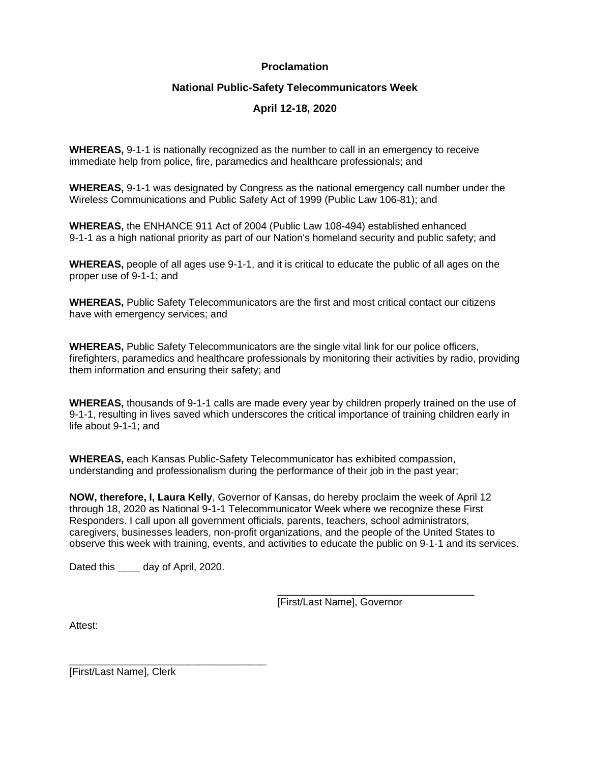**Proclamation**

**National Public-Safety Telecommunicators Week**

**April 12-18, 2020**

**WHEREAS,** 9-1-1 is nationally recognized as the number to call in an emergency to receive immediate help from police, fire, paramedics and healthcare professionals; and

**WHEREAS,** 9-1-1 was designated by Congress as the national emergency call number under the Wireless Communications and Public Safety Act of 1999 (Public Law 106-81); and

**WHEREAS,** the ENHANCE 911 Act of 2004 (Public Law 108-494) established enhanced 9-1-1 as a high national priority as part of our Nation's homeland security and public safety; and

**WHEREAS,** people of all ages use 9-1-1, and it is critical to educate the public of all ages on the proper use of 9-1-1; and

**WHEREAS,** Public Safety Telecommunicators are the first and most critical contact our citizens have with emergency services; and

**WHEREAS,** Public Safety Telecommunicators are the single vital link for our police officers, firefighters, paramedics and healthcare professionals by monitoring their activities by radio, providing them information and ensuring their safety; and

**WHEREAS,** thousands of 9-1-1 calls are made every year by children properly trained on the use of 9-1-1, resulting in lives saved which underscores the critical importance of training children early in life about 9-1-1; and

**WHEREAS,** each Kansas Public-Safety Telecommunicator has exhibited compassion, understanding and professionalism during the performance of their job in the past year;

**NOW, therefore, I, Laura Kelly**, Governor of Kansas, do hereby proclaim the week of April 12 through 18, 2020 as National 9-1-1 Telecommunicator Week where we recognize these First Responders. I call upon all government officials, parents, teachers, school administrators, caregivers, businesses leaders, non-profit organizations, and the people of the United States to observe this week with training, events, and activities to educate the public on 9-1-1 and its services.

Dated this ____ day of April, 2020.

___________________________________
[First/Last Name], Governor

Attest:

___________________________________
[First/Last Name], Clerk